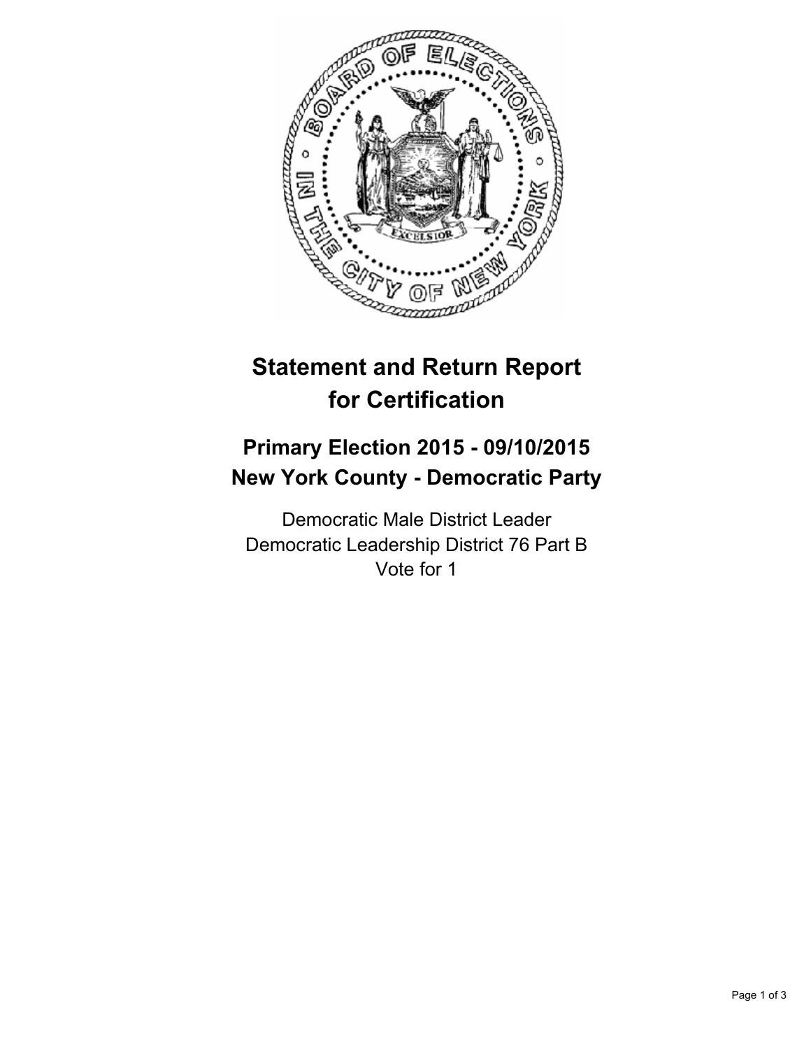# Statement and Return Report for Certification

## Primary Election 2015 - 09/10/2015
## New York County - Democratic Party

Democratic Male District Leader
Democratic Leadership District 76 Part B
Vote for 1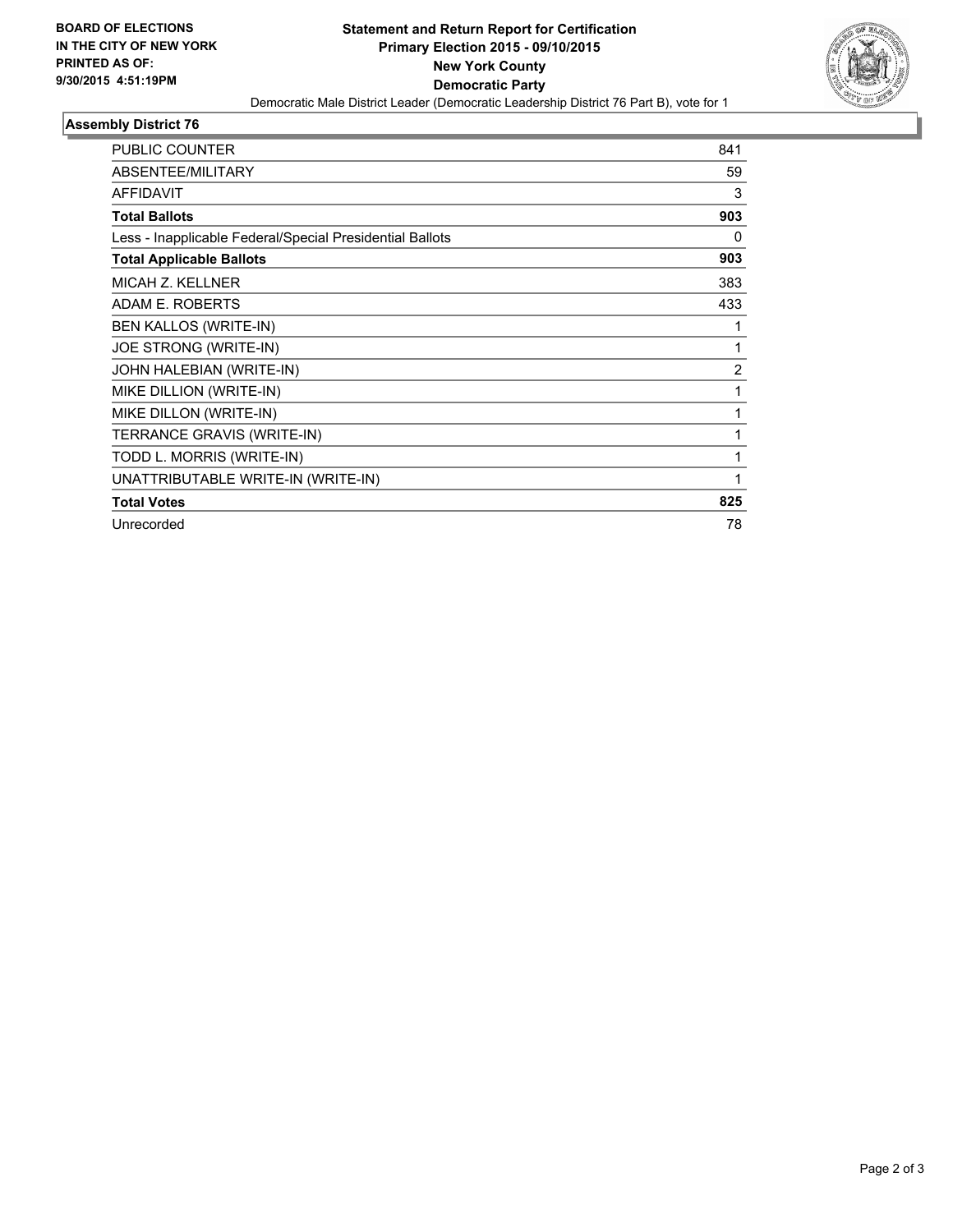**BOARD OF ELECTIONS IN THE CITY OF NEW YORK PRINTED AS OF: 9/30/2015 4:51:19PM**

**Statement and Return Report for Certification Primary Election 2015 - 09/10/2015 New York County Democratic Party**

Democratic Male District Leader (Democratic Leadership District 76 Part B), vote for 1

## Assembly District 76

| | |
|---|---|
| PUBLIC COUNTER | 841 |
| ABSENTEE/MILITARY | 59 |
| AFFIDAVIT | 3 |
| **Total Ballots** | **903** |
| Less - Inapplicable Federal/Special Presidential Ballots | 0 |
| **Total Applicable Ballots** | **903** |
| MICAH Z. KELLNER | 383 |
| ADAM E. ROBERTS | 433 |
| BEN KALLOS (WRITE-IN) | 1 |
| JOE STRONG (WRITE-IN) | 1 |
| JOHN HALEBIAN (WRITE-IN) | 2 |
| MIKE DILLION (WRITE-IN) | 1 |
| MIKE DILLON (WRITE-IN) | 1 |
| TERRANCE GRAVIS (WRITE-IN) | 1 |
| TODD L. MORRIS (WRITE-IN) | 1 |
| UNATTRIBUTABLE WRITE-IN (WRITE-IN) | 1 |
| **Total Votes** | **825** |
| Unrecorded | 78 |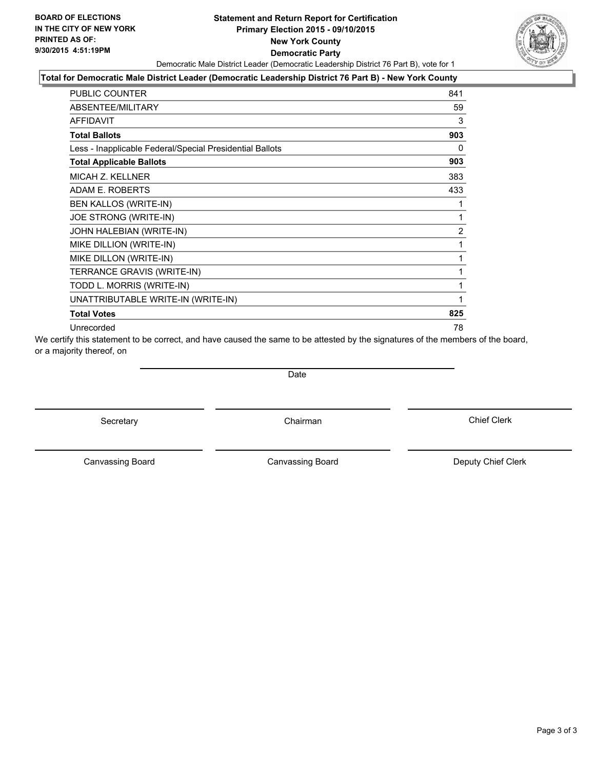**BOARD OF ELECTIONS**
**IN THE CITY OF NEW YORK**
**PRINTED AS OF:**
**9/30/2015 4:51:19PM**

# Statement and Return Report for Certification
## Primary Election 2015 - 09/10/2015
## New York County
## Democratic Party

Democratic Male District Leader (Democratic Leadership District 76 Part B), vote for 1

### Total for Democratic Male District Leader (Democratic Leadership District 76 Part B) - New York County

| | |
|---|---|
| PUBLIC COUNTER | 841 |
| ABSENTEE/MILITARY | 59 |
| AFFIDAVIT | 3 |
| **Total Ballots** | **903** |
| Less - Inapplicable Federal/Special Presidential Ballots | 0 |
| **Total Applicable Ballots** | **903** |
| MICAH Z. KELLNER | 383 |
| ADAM E. ROBERTS | 433 |
| BEN KALLOS (WRITE-IN) | 1 |
| JOE STRONG (WRITE-IN) | 1 |
| JOHN HALEBIAN (WRITE-IN) | 2 |
| MIKE DILLION (WRITE-IN) | 1 |
| MIKE DILLON (WRITE-IN) | 1 |
| TERRANCE GRAVIS (WRITE-IN) | 1 |
| TODD L. MORRIS (WRITE-IN) | 1 |
| UNATTRIBUTABLE WRITE-IN (WRITE-IN) | 1 |
| **Total Votes** | **825** |
| Unrecorded | 78 |

We certify this statement to be correct, and have caused the same to be attested by the signatures of the members of the board, or a majority thereof, on

Date

Secretary

Chairman

Chief Clerk

Canvassing Board

Canvassing Board

Deputy Chief Clerk